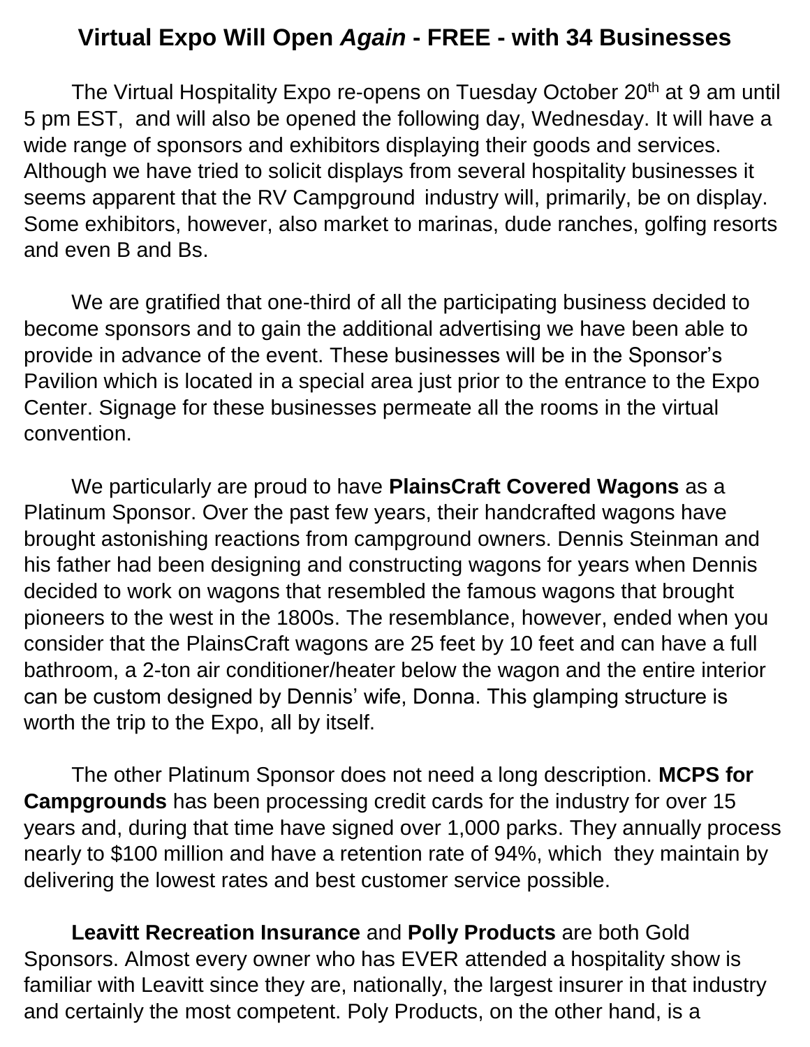# Virtual Expo Will Open *Again* - FREE - with 34 Businesses

The Virtual Hospitality Expo re-opens on Tuesday October 20th at 9 am until 5 pm EST, and will also be opened the following day, Wednesday. It will have a wide range of sponsors and exhibitors displaying their goods and services. Although we have tried to solicit displays from several hospitality businesses it seems apparent that the RV Campground industry will, primarily, be on display. Some exhibitors, however, also market to marinas, dude ranches, golfing resorts and even B and Bs.

We are gratified that one-third of all the participating business decided to become sponsors and to gain the additional advertising we have been able to provide in advance of the event. These businesses will be in the Sponsor's Pavilion which is located in a special area just prior to the entrance to the Expo Center. Signage for these businesses permeate all the rooms in the virtual convention.

We particularly are proud to have **PlainsCraft Covered Wagons** as a Platinum Sponsor. Over the past few years, their handcrafted wagons have brought astonishing reactions from campground owners. Dennis Steinman and his father had been designing and constructing wagons for years when Dennis decided to work on wagons that resembled the famous wagons that brought pioneers to the west in the 1800s. The resemblance, however, ended when you consider that the PlainsCraft wagons are 25 feet by 10 feet and can have a full bathroom, a 2-ton air conditioner/heater below the wagon and the entire interior can be custom designed by Dennis' wife, Donna. This glamping structure is worth the trip to the Expo, all by itself.

The other Platinum Sponsor does not need a long description. **MCPS for Campgrounds** has been processing credit cards for the industry for over 15 years and, during that time have signed over 1,000 parks. They annually process nearly to $100 million and have a retention rate of 94%, which they maintain by delivering the lowest rates and best customer service possible.

**Leavitt Recreation Insurance** and **Polly Products** are both Gold Sponsors. Almost every owner who has EVER attended a hospitality show is familiar with Leavitt since they are, nationally, the largest insurer in that industry and certainly the most competent. Poly Products, on the other hand, is a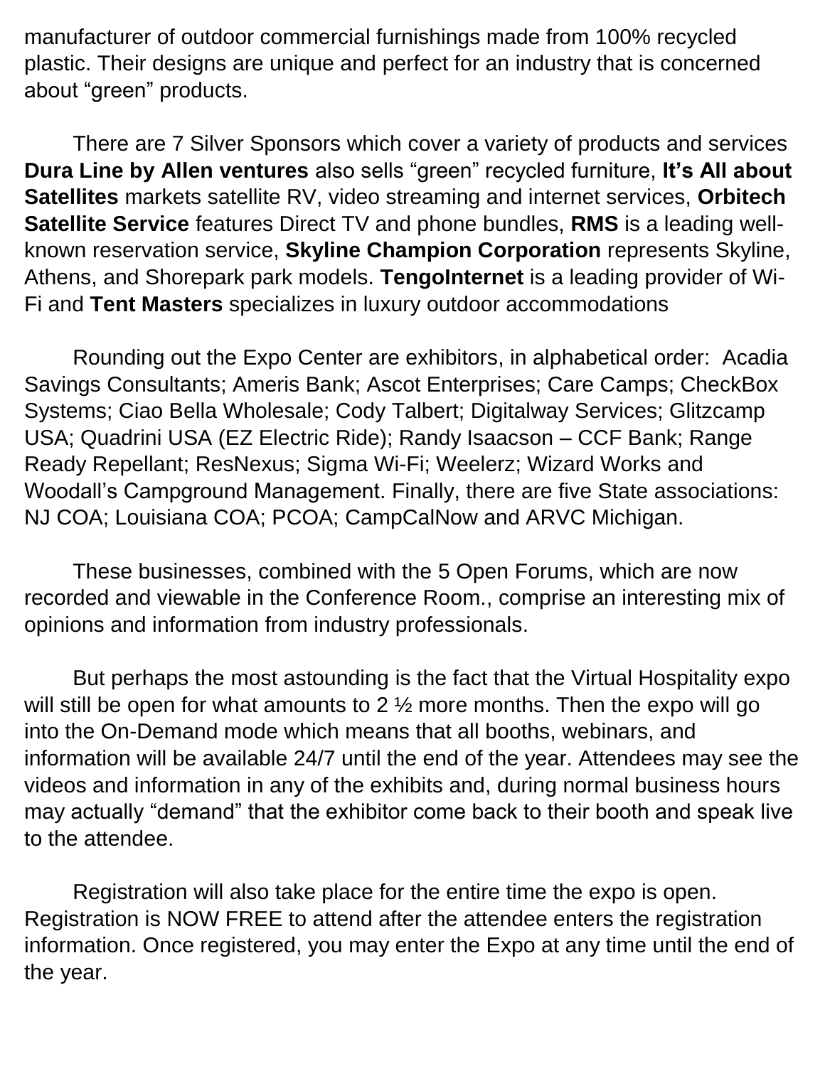manufacturer of outdoor commercial furnishings made from 100% recycled plastic. Their designs are unique and perfect for an industry that is concerned about "green" products.

There are 7 Silver Sponsors which cover a variety of products and services **Dura Line by Allen ventures** also sells "green" recycled furniture, **It's All about Satellites** markets satellite RV, video streaming and internet services, **Orbitech Satellite Service** features Direct TV and phone bundles, **RMS** is a leading well-known reservation service, **Skyline Champion Corporation** represents Skyline, Athens, and Shorepark park models. **TengoInternet** is a leading provider of Wi-Fi and **Tent Masters** specializes in luxury outdoor accommodations

Rounding out the Expo Center are exhibitors, in alphabetical order: Acadia Savings Consultants; Ameris Bank; Ascot Enterprises; Care Camps; CheckBox Systems; Ciao Bella Wholesale; Cody Talbert; Digitalway Services; Glitzcamp USA; Quadrini USA (EZ Electric Ride); Randy Isaacson – CCF Bank; Range Ready Repellant; ResNexus; Sigma Wi-Fi; Weelerz; Wizard Works and Woodall's Campground Management. Finally, there are five State associations: NJ COA; Louisiana COA; PCOA; CampCalNow and ARVC Michigan.

These businesses, combined with the 5 Open Forums, which are now recorded and viewable in the Conference Room., comprise an interesting mix of opinions and information from industry professionals.

But perhaps the most astounding is the fact that the Virtual Hospitality expo will still be open for what amounts to 2 ½ more months. Then the expo will go into the On-Demand mode which means that all booths, webinars, and information will be available 24/7 until the end of the year. Attendees may see the videos and information in any of the exhibits and, during normal business hours may actually "demand" that the exhibitor come back to their booth and speak live to the attendee.

Registration will also take place for the entire time the expo is open. Registration is NOW FREE to attend after the attendee enters the registration information. Once registered, you may enter the Expo at any time until the end of the year.